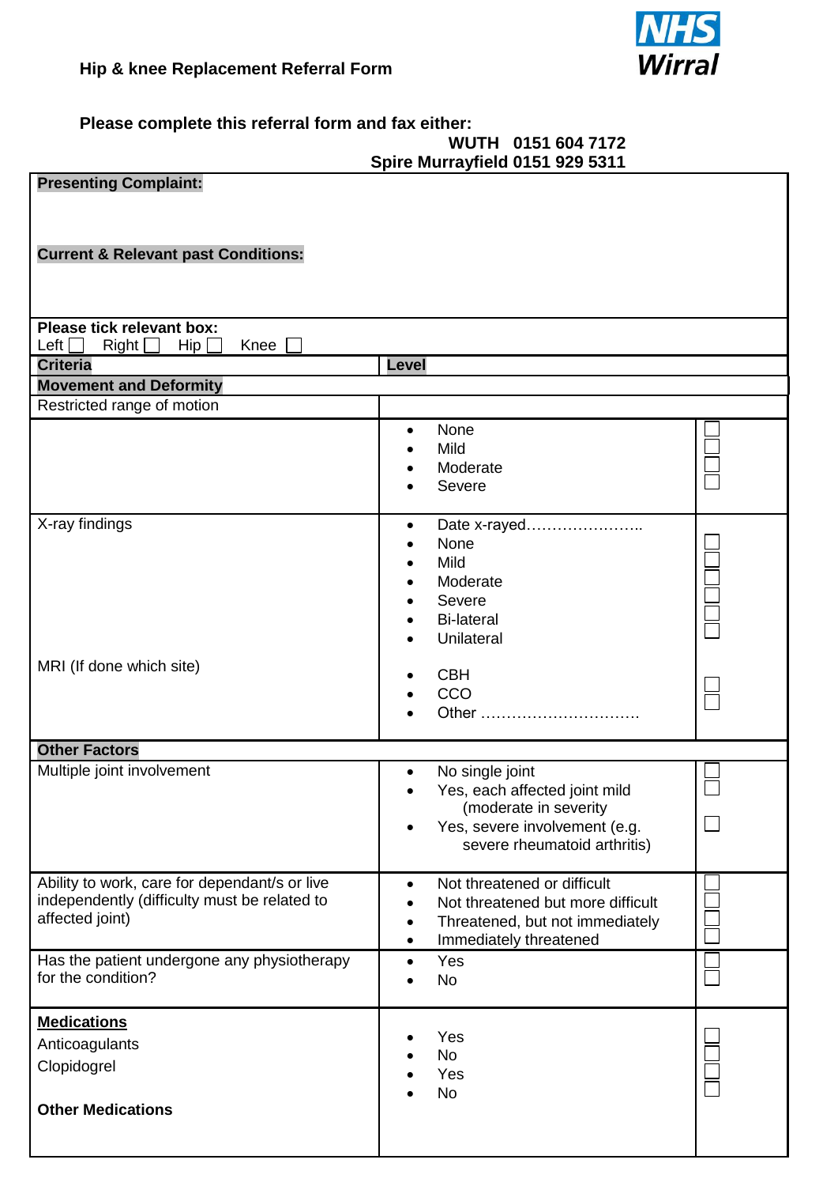# Hip & knee Replacement Referral Form

NHS Wirral

**Please complete this referral form and fax either:**

**WUTH 0151 604 7172**
**Spire Murrayfield 0151 929 5311**

**Presenting Complaint:**

**Current & Relevant past Conditions:**

**Please tick relevant box:**
Left ☐ Right ☐ Hip ☐ Knee ☐

| **Criteria** | **Level** | |
|---|---|---|
| **Movement and Deformity** | | |
| Restricted range of motion | | |
| | • None<br>• Mild<br>• Moderate<br>• Severe | ☐<br>☐<br>☐<br>☐ |
| X-ray findings<br><br>MRI (If done which site) | • Date x-rayed…………………..<br>• None<br>• Mild<br>• Moderate<br>• Severe<br>• Bi-lateral<br>• Unilateral<br><br>• CBH<br>• CCO<br>• Other ………………………… | ☐<br>☐<br>☐<br>☐<br>☐<br>☐<br><br>☐<br>☐ |
| **Other Factors** | | |
| Multiple joint involvement | • No single joint<br>• Yes, each affected joint mild (moderate in severity<br>• Yes, severe involvement (e.g. severe rheumatoid arthritis) | ☐<br>☐<br>☐ |
| Ability to work, care for dependant/s or live independently (difficulty must be related to affected joint) | • Not threatened or difficult<br>• Not threatened but more difficult<br>• Threatened, but not immediately<br>• Immediately threatened | ☐<br>☐<br>☐<br>☐ |
| Has the patient undergone any physiotherapy for the condition? | • Yes<br>• No | ☐<br>☐ |
| **Medications**<br>Anticoagulants<br>Clopidogrel<br><br>**Other Medications** | • Yes<br>• No<br>• Yes<br>• No | ☐<br>☐<br>☐<br>☐ |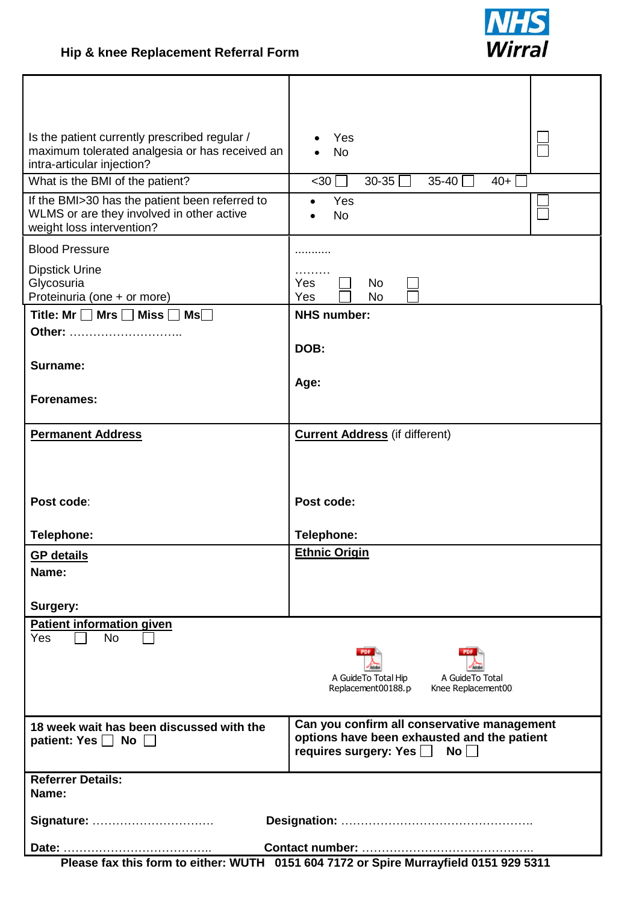## Hip & knee Replacement Referral Form

| | | |
|---|---|---|
| Is the patient currently prescribed regular / maximum tolerated analgesia or has received an intra-articular injection? | • Yes<br>• No | ☐<br>☐ |
| What is the BMI of the patient? | <30 ☐ 30-35 ☐ 35-40 ☐ 40+ ☐ | |
| If the BMI>30 has the patient been referred to WLMS or are they involved in other active weight loss intervention? | • Yes<br>• No | ☐<br>☐ |
| Blood Pressure | ........... | |
| Dipstick Urine<br>Glycosuria<br>Proteinuria (one + or more) | .........<br>Yes ☐ No ☐<br>Yes ☐ No ☐ | |

| | |
|---|---|
| **Title: Mr** ☐ **Mrs** ☐ **Miss** ☐ **Ms** ☐<br>**Other:** ………………………..<br><br>**Surname:**<br><br>**Forenames:** | **NHS number:**<br><br>**DOB:**<br><br>**Age:** |
| **Permanent Address**<br><br>**Post code**:<br><br>**Telephone:** | **Current Address** (if different)<br><br>**Post code:**<br><br>**Telephone:** |
| **GP details**<br>**Name:**<br><br>**Surgery:** | **Ethnic Origin** |
| **Patient information given**<br>Yes ☐ No ☐ | A GuideTo Total Hip Replacement00188.p<br>A GuideTo Total Knee Replacement00 |
| **18 week wait has been discussed with the patient: Yes** ☐ **No** ☐ | **Can you confirm all conservative management options have been exhausted and the patient requires surgery: Yes** ☐ **No** ☐ |

**Referrer Details:**
**Name:**

**Signature:** …………………………… **Designation:** ………………………………………….

**Date:** ……………………………….. **Contact number:** ……………………………………..

**Please fax this form to either: WUTH 0151 604 7172 or Spire Murrayfield 0151 929 5311**